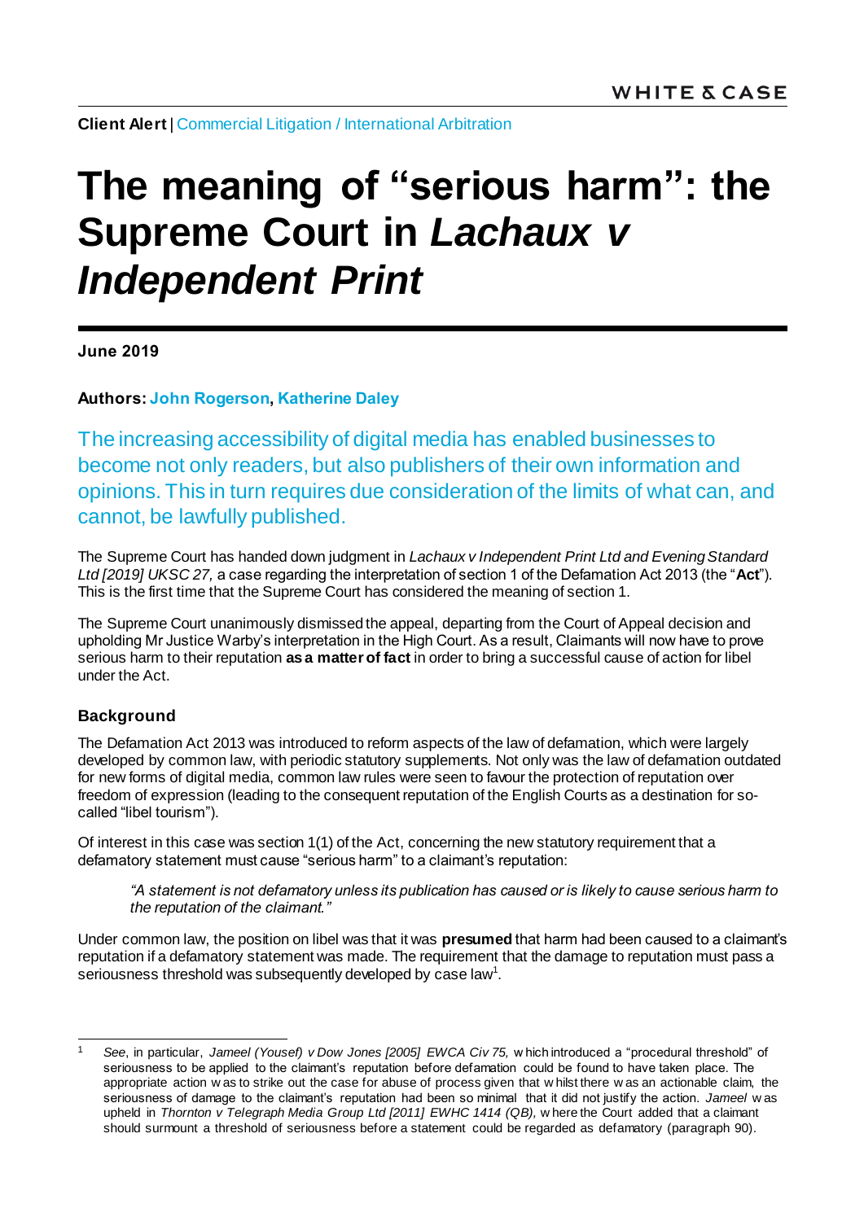**Client Alert** | Commercial Litigation / International Arbitration

# The meaning of "serious harm": the Supreme Court in *Lachaux v Independent Print*

**June 2019**

**Authors: John Rogerson, Katherine Daley**

The increasing accessibility of digital media has enabled businesses to become not only readers, but also publishers of their own information and opinions. This in turn requires due consideration of the limits of what can, and cannot, be lawfully published.

The Supreme Court has handed down judgment in *Lachaux v Independent Print Ltd and Evening Standard Ltd [2019] UKSC 27,* a case regarding the interpretation of section 1 of the Defamation Act 2013 (the "**Act**"). This is the first time that the Supreme Court has considered the meaning of section 1.

The Supreme Court unanimously dismissed the appeal, departing from the Court of Appeal decision and upholding Mr Justice Warby's interpretation in the High Court. As a result, Claimants will now have to prove serious harm to their reputation **as a matter of fact** in order to bring a successful cause of action for libel under the Act.

## Background

The Defamation Act 2013 was introduced to reform aspects of the law of defamation, which were largely developed by common law, with periodic statutory supplements. Not only was the law of defamation outdated for new forms of digital media, common law rules were seen to favour the protection of reputation over freedom of expression (leading to the consequent reputation of the English Courts as a destination for so-called "libel tourism").

Of interest in this case was section 1(1) of the Act, concerning the new statutory requirement that a defamatory statement must cause "serious harm" to a claimant's reputation:

> *"A statement is not defamatory unless its publication has caused or is likely to cause serious harm to the reputation of the claimant."*

Under common law, the position on libel was that it was **presumed** that harm had been caused to a claimant's reputation if a defamatory statement was made. The requirement that the damage to reputation must pass a seriousness threshold was subsequently developed by case law[1].

---

[1] *See*, in particular, *Jameel (Yousef) v Dow Jones [2005] EWCA Civ 75,* which introduced a "procedural threshold" of seriousness to be applied to the claimant's reputation before defamation could be found to have taken place. The appropriate action was to strike out the case for abuse of process given that whilst there was an actionable claim, the seriousness of damage to the claimant's reputation had been so minimal that it did not justify the action. *Jameel* was upheld in *Thornton v Telegraph Media Group Ltd [2011] EWHC 1414 (QB),* where the Court added that a claimant should surmount a threshold of seriousness before a statement could be regarded as defamatory (paragraph 90).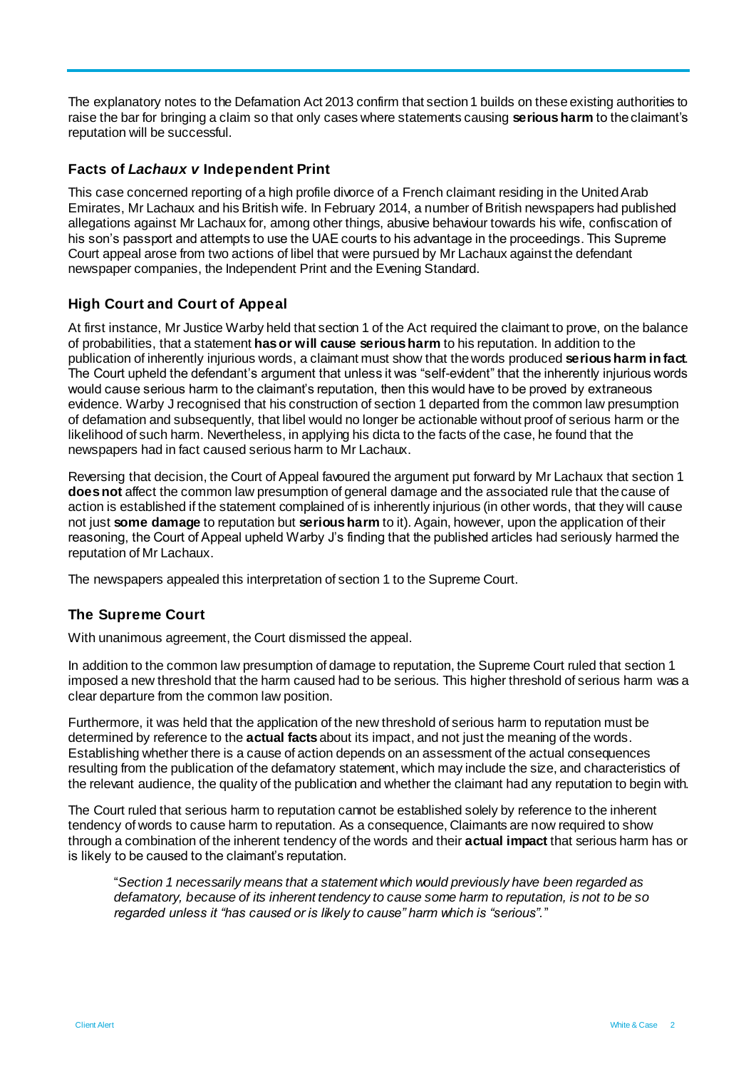The explanatory notes to the Defamation Act 2013 confirm that section 1 builds on these existing authorities to raise the bar for bringing a claim so that only cases where statements causing **serious harm** to the claimant's reputation will be successful.

### Facts of *Lachaux v* Independent Print

This case concerned reporting of a high profile divorce of a French claimant residing in the United Arab Emirates, Mr Lachaux and his British wife. In February 2014, a number of British newspapers had published allegations against Mr Lachaux for, among other things, abusive behaviour towards his wife, confiscation of his son's passport and attempts to use the UAE courts to his advantage in the proceedings. This Supreme Court appeal arose from two actions of libel that were pursued by Mr Lachaux against the defendant newspaper companies, the Independent Print and the Evening Standard.

### High Court and Court of Appeal

At first instance, Mr Justice Warby held that section 1 of the Act required the claimant to prove, on the balance of probabilities, that a statement **has or will cause serious harm** to his reputation. In addition to the publication of inherently injurious words, a claimant must show that the words produced **serious harm in fact**. The Court upheld the defendant's argument that unless it was "self-evident" that the inherently injurious words would cause serious harm to the claimant's reputation, then this would have to be proved by extraneous evidence. Warby J recognised that his construction of section 1 departed from the common law presumption of defamation and subsequently, that libel would no longer be actionable without proof of serious harm or the likelihood of such harm. Nevertheless, in applying his dicta to the facts of the case, he found that the newspapers had in fact caused serious harm to Mr Lachaux.

Reversing that decision, the Court of Appeal favoured the argument put forward by Mr Lachaux that section 1 **does not** affect the common law presumption of general damage and the associated rule that the cause of action is established if the statement complained of is inherently injurious (in other words, that they will cause not just **some damage** to reputation but **serious harm** to it). Again, however, upon the application of their reasoning, the Court of Appeal upheld Warby J's finding that the published articles had seriously harmed the reputation of Mr Lachaux.

The newspapers appealed this interpretation of section 1 to the Supreme Court.

### The Supreme Court

With unanimous agreement, the Court dismissed the appeal.

In addition to the common law presumption of damage to reputation, the Supreme Court ruled that section 1 imposed a new threshold that the harm caused had to be serious. This higher threshold of serious harm was a clear departure from the common law position.

Furthermore, it was held that the application of the new threshold of serious harm to reputation must be determined by reference to the **actual facts** about its impact, and not just the meaning of the words. Establishing whether there is a cause of action depends on an assessment of the actual consequences resulting from the publication of the defamatory statement, which may include the size, and characteristics of the relevant audience, the quality of the publication and whether the claimant had any reputation to begin with.

The Court ruled that serious harm to reputation cannot be established solely by reference to the inherent tendency of words to cause harm to reputation. As a consequence, Claimants are now required to show through a combination of the inherent tendency of the words and their **actual impact** that serious harm has or is likely to be caused to the claimant's reputation.

> "*Section 1 necessarily means that a statement which would previously have been regarded as defamatory, because of its inherent tendency to cause some harm to reputation, is not to be so regarded unless it "has caused or is likely to cause" harm which is "serious".*"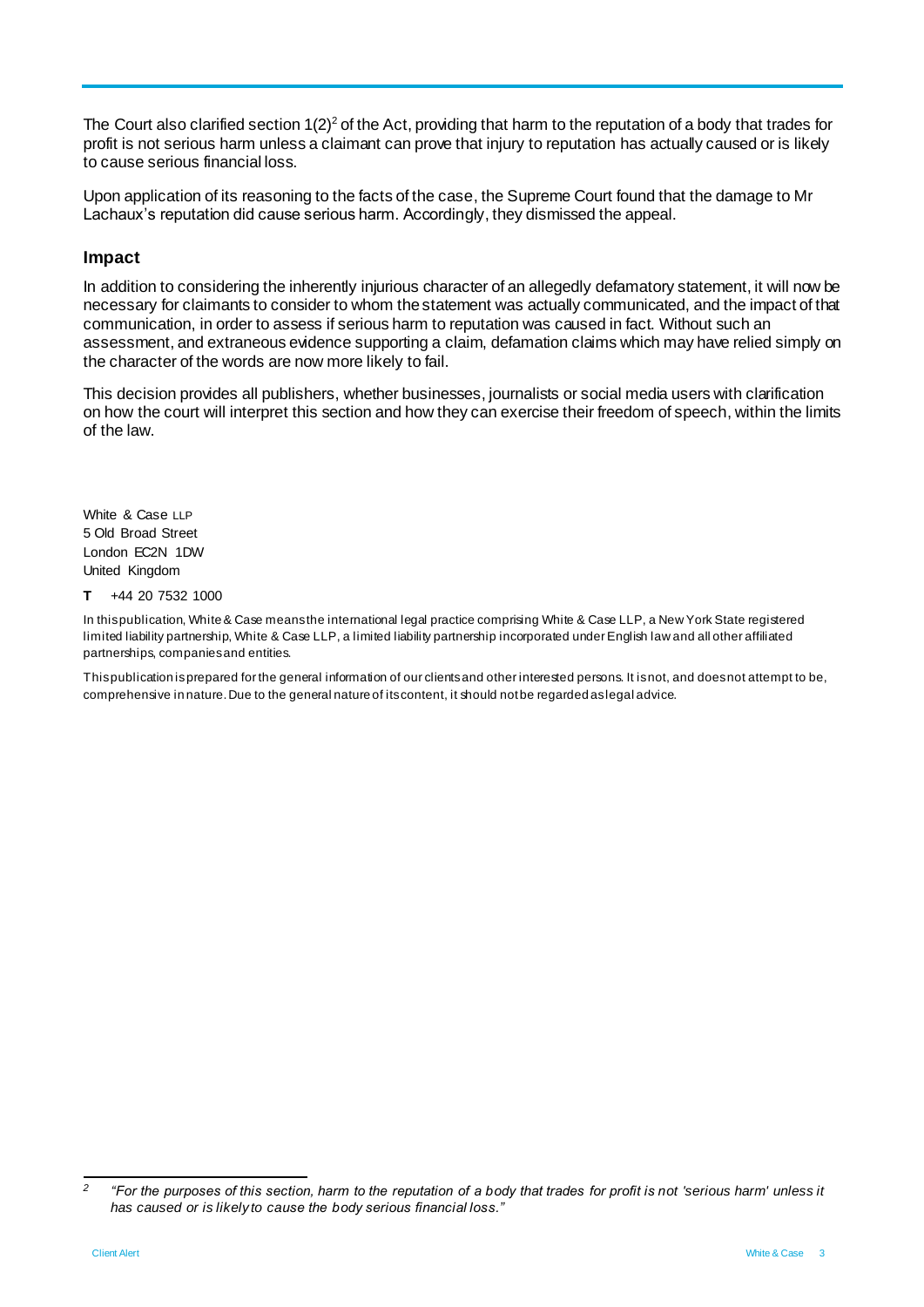The Court also clarified section 1(2)[2] of the Act, providing that harm to the reputation of a body that trades for profit is not serious harm unless a claimant can prove that injury to reputation has actually caused or is likely to cause serious financial loss.

Upon application of its reasoning to the facts of the case, the Supreme Court found that the damage to Mr Lachaux's reputation did cause serious harm. Accordingly, they dismissed the appeal.

## Impact

In addition to considering the inherently injurious character of an allegedly defamatory statement, it will now be necessary for claimants to consider to whom the statement was actually communicated, and the impact of that communication, in order to assess if serious harm to reputation was caused in fact. Without such an assessment, and extraneous evidence supporting a claim, defamation claims which may have relied simply on the character of the words are now more likely to fail.

This decision provides all publishers, whether businesses, journalists or social media users with clarification on how the court will interpret this section and how they can exercise their freedom of speech, within the limits of the law.

White & Case LLP
5 Old Broad Street
London EC2N 1DW
United Kingdom

**T** +44 20 7532 1000

In this publication, White & Case means the international legal practice comprising White & Case LLP, a New York State registered limited liability partnership, White & Case LLP, a limited liability partnership incorporated under English law and all other affiliated partnerships, companies and entities.

This publication is prepared for the general information of our clients and other interested persons. It is not, and does not attempt to be, comprehensive in nature. Due to the general nature of its content, it should not be regarded as legal advice.

---

[2] *"For the purposes of this section, harm to the reputation of a body that trades for profit is not 'serious harm' unless it has caused or is likely to cause the body serious financial loss."*